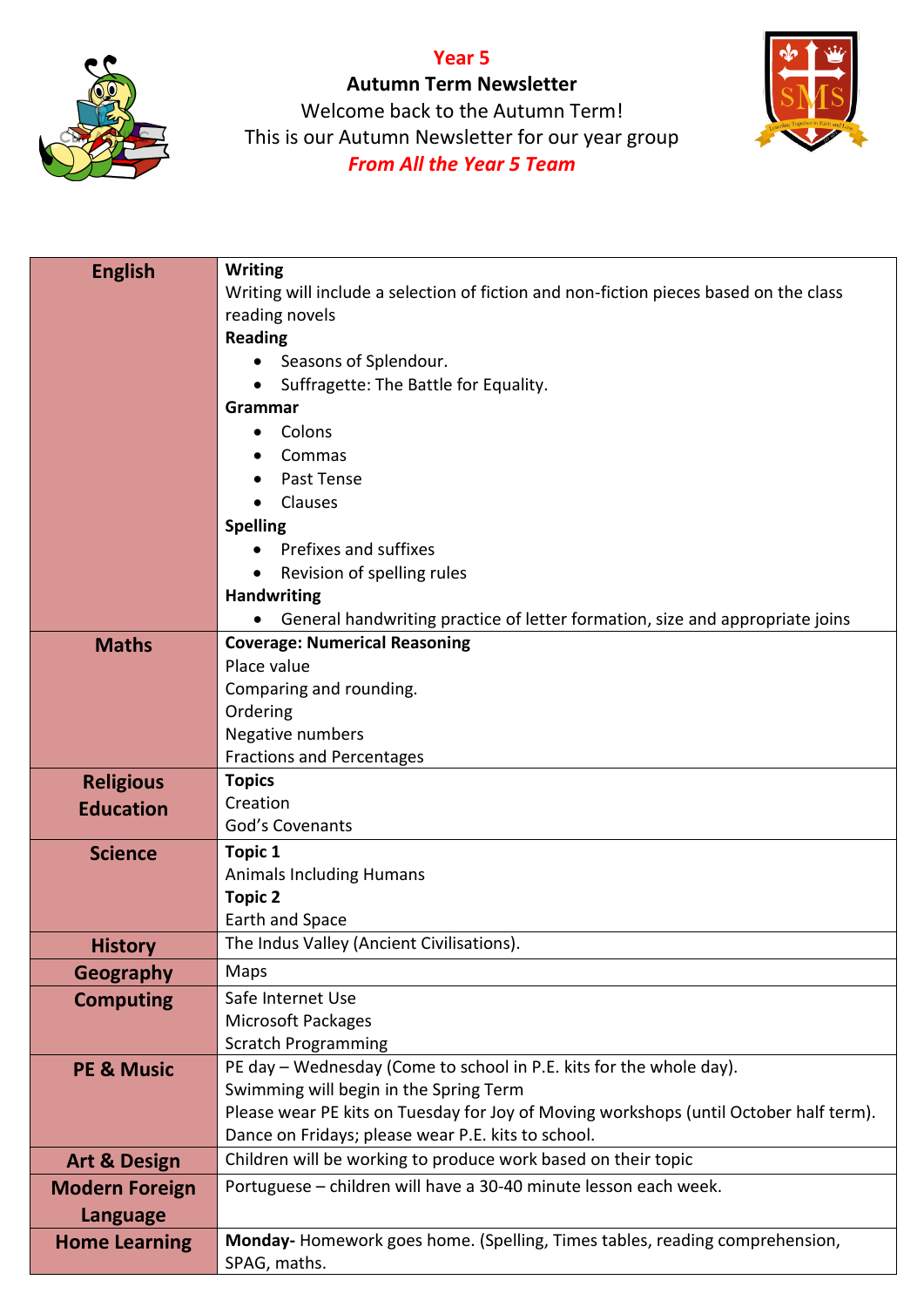# Year 5

## Autumn Term Newsletter

Welcome back to the Autumn Term!

This is our Autumn Newsletter for our year group

***From All the Year 5 Team***

| | |
|---|---|
| **English** | **Writing**<br>Writing will include a selection of fiction and non-fiction pieces based on the class reading novels<br>**Reading**<br>• Seasons of Splendour.<br>• Suffragette: The Battle for Equality.<br>**Grammar**<br>• Colons<br>• Commas<br>• Past Tense<br>• Clauses<br>**Spelling**<br>• Prefixes and suffixes<br>• Revision of spelling rules<br>**Handwriting**<br>• General handwriting practice of letter formation, size and appropriate joins |
| **Maths** | **Coverage: Numerical Reasoning**<br>Place value<br>Comparing and rounding.<br>Ordering<br>Negative numbers<br>Fractions and Percentages |
| **Religious Education** | **Topics**<br>Creation<br>God's Covenants |
| **Science** | **Topic 1**<br>Animals Including Humans<br>**Topic 2**<br>Earth and Space |
| **History** | The Indus Valley (Ancient Civilisations). |
| **Geography** | Maps |
| **Computing** | Safe Internet Use<br>Microsoft Packages<br>Scratch Programming |
| **PE & Music** | PE day – Wednesday (Come to school in P.E. kits for the whole day).<br>Swimming will begin in the Spring Term<br>Please wear PE kits on Tuesday for Joy of Moving workshops (until October half term).<br>Dance on Fridays; please wear P.E. kits to school. |
| **Art & Design** | Children will be working to produce work based on their topic |
| **Modern Foreign Language** | Portuguese – children will have a 30-40 minute lesson each week. |
| **Home Learning** | **Monday-** Homework goes home. (Spelling, Times tables, reading comprehension, SPAG, maths. |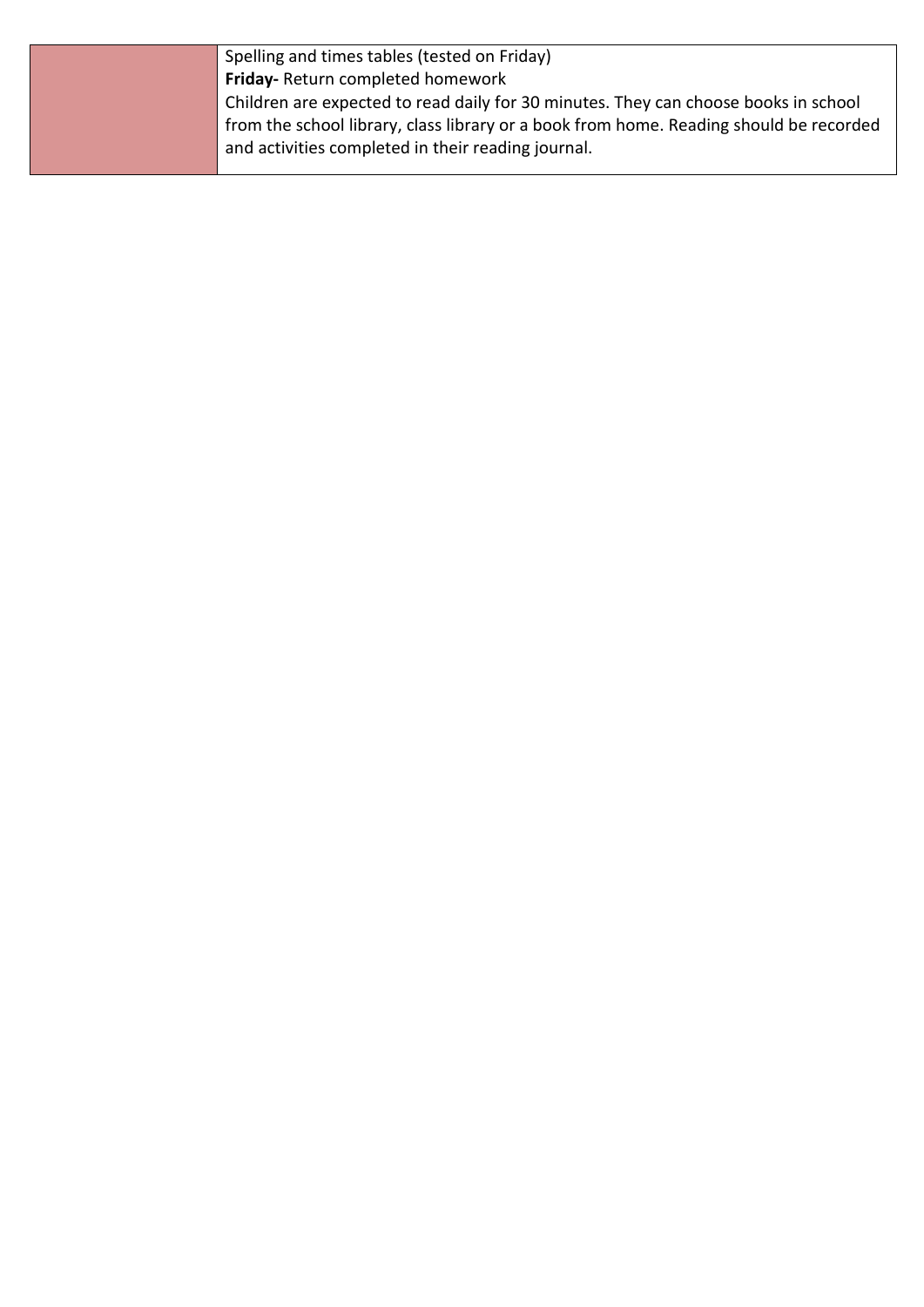| | |
|---|---|
| | Spelling and times tables (tested on Friday)<br>**Friday-** Return completed homework<br>Children are expected to read daily for 30 minutes. They can choose books in school from the school library, class library or a book from home. Reading should be recorded and activities completed in their reading journal. |